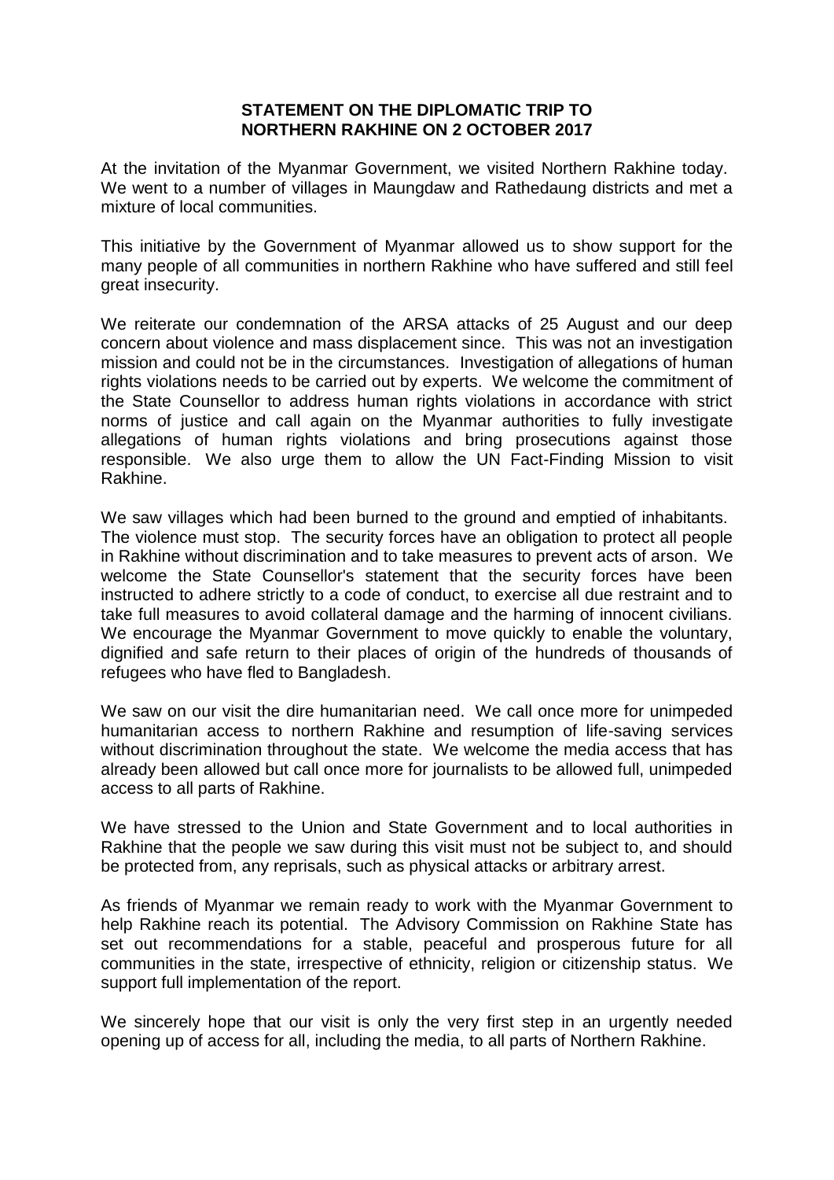# STATEMENT ON THE DIPLOMATIC TRIP TO NORTHERN RAKHINE ON 2 OCTOBER 2017

At the invitation of the Myanmar Government, we visited Northern Rakhine today. We went to a number of villages in Maungdaw and Rathedaung districts and met a mixture of local communities.

This initiative by the Government of Myanmar allowed us to show support for the many people of all communities in northern Rakhine who have suffered and still feel great insecurity.

We reiterate our condemnation of the ARSA attacks of 25 August and our deep concern about violence and mass displacement since. This was not an investigation mission and could not be in the circumstances. Investigation of allegations of human rights violations needs to be carried out by experts. We welcome the commitment of the State Counsellor to address human rights violations in accordance with strict norms of justice and call again on the Myanmar authorities to fully investigate allegations of human rights violations and bring prosecutions against those responsible. We also urge them to allow the UN Fact-Finding Mission to visit Rakhine.

We saw villages which had been burned to the ground and emptied of inhabitants. The violence must stop. The security forces have an obligation to protect all people in Rakhine without discrimination and to take measures to prevent acts of arson. We welcome the State Counsellor's statement that the security forces have been instructed to adhere strictly to a code of conduct, to exercise all due restraint and to take full measures to avoid collateral damage and the harming of innocent civilians. We encourage the Myanmar Government to move quickly to enable the voluntary, dignified and safe return to their places of origin of the hundreds of thousands of refugees who have fled to Bangladesh.

We saw on our visit the dire humanitarian need. We call once more for unimpeded humanitarian access to northern Rakhine and resumption of life-saving services without discrimination throughout the state. We welcome the media access that has already been allowed but call once more for journalists to be allowed full, unimpeded access to all parts of Rakhine.

We have stressed to the Union and State Government and to local authorities in Rakhine that the people we saw during this visit must not be subject to, and should be protected from, any reprisals, such as physical attacks or arbitrary arrest.

As friends of Myanmar we remain ready to work with the Myanmar Government to help Rakhine reach its potential. The Advisory Commission on Rakhine State has set out recommendations for a stable, peaceful and prosperous future for all communities in the state, irrespective of ethnicity, religion or citizenship status. We support full implementation of the report.

We sincerely hope that our visit is only the very first step in an urgently needed opening up of access for all, including the media, to all parts of Northern Rakhine.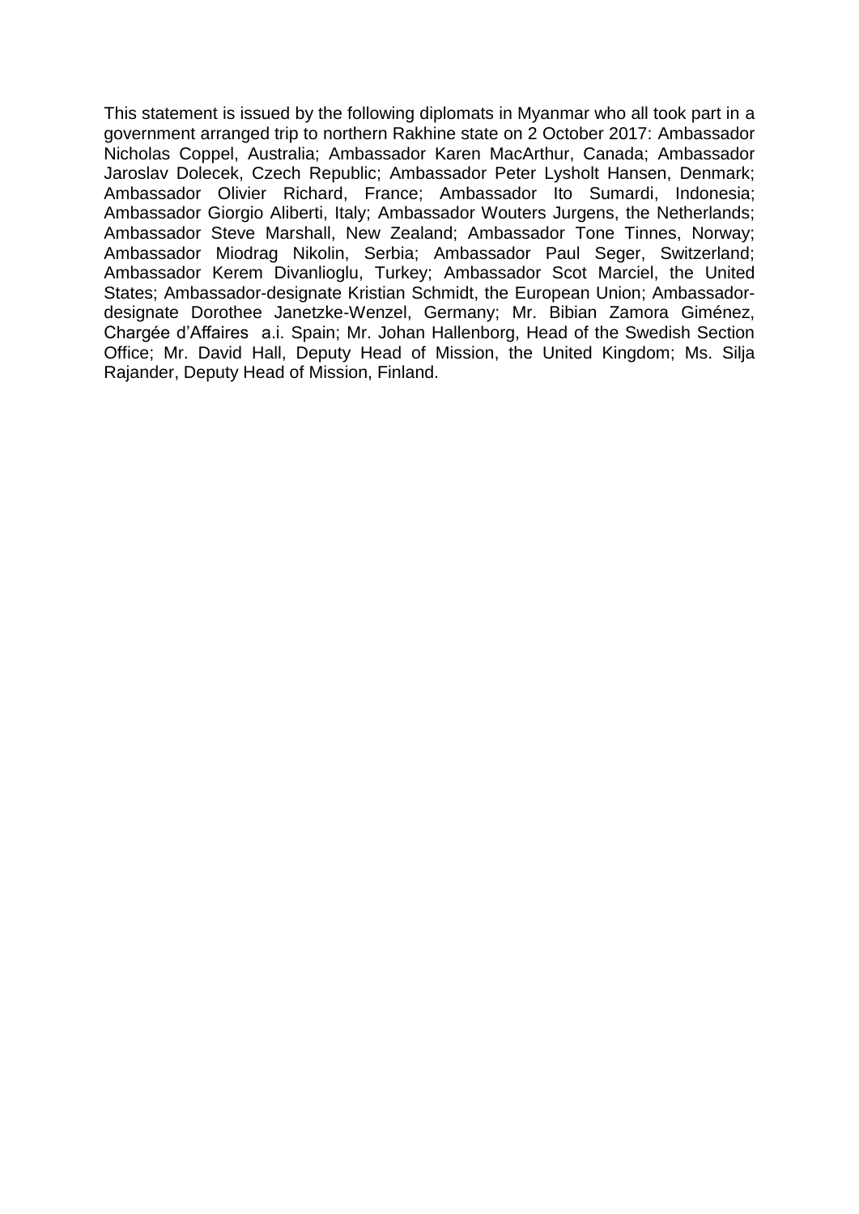This statement is issued by the following diplomats in Myanmar who all took part in a government arranged trip to northern Rakhine state on 2 October 2017: Ambassador Nicholas Coppel, Australia; Ambassador Karen MacArthur, Canada; Ambassador Jaroslav Dolecek, Czech Republic; Ambassador Peter Lysholt Hansen, Denmark; Ambassador Olivier Richard, France; Ambassador Ito Sumardi, Indonesia; Ambassador Giorgio Aliberti, Italy; Ambassador Wouters Jurgens, the Netherlands; Ambassador Steve Marshall, New Zealand; Ambassador Tone Tinnes, Norway; Ambassador Miodrag Nikolin, Serbia; Ambassador Paul Seger, Switzerland; Ambassador Kerem Divanlioglu, Turkey; Ambassador Scot Marciel, the United States; Ambassador-designate Kristian Schmidt, the European Union; Ambassador-designate Dorothee Janetzke-Wenzel, Germany; Mr. Bibian Zamora Giménez, Chargée d'Affaires a.i. Spain; Mr. Johan Hallenborg, Head of the Swedish Section Office; Mr. David Hall, Deputy Head of Mission, the United Kingdom; Ms. Silja Rajander, Deputy Head of Mission, Finland.